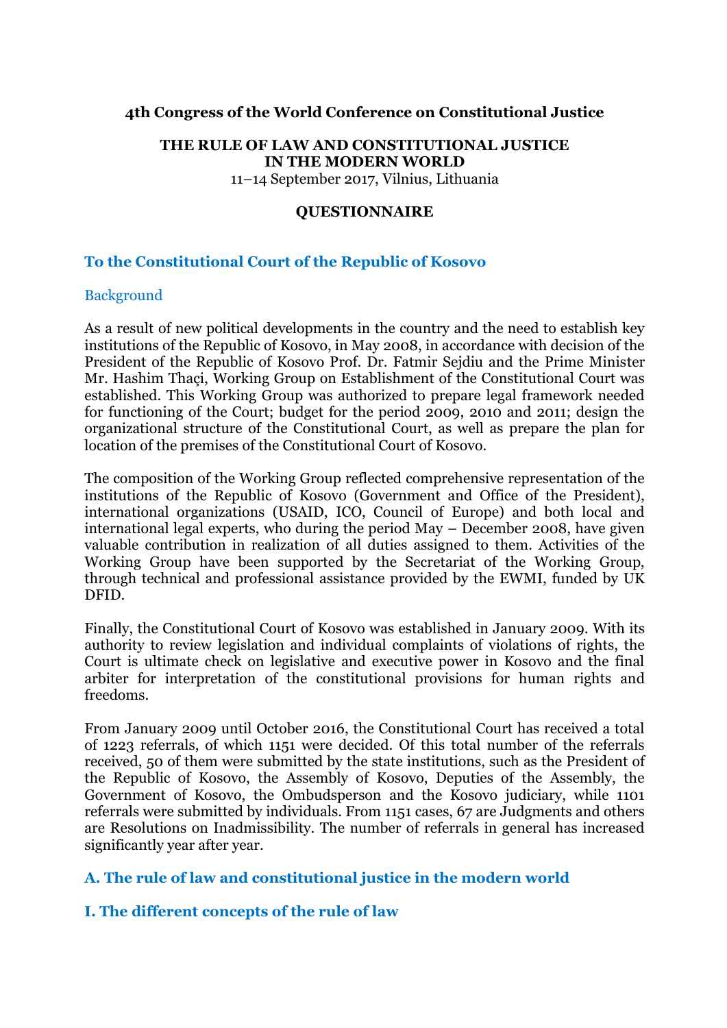**4th Congress of the World Conference on Constitutional Justice**

**THE RULE OF LAW AND CONSTITUTIONAL JUSTICE IN THE MODERN WORLD**

11–14 September 2017, Vilnius, Lithuania

**QUESTIONNAIRE**

## To the Constitutional Court of the Republic of Kosovo

### Background

As a result of new political developments in the country and the need to establish key institutions of the Republic of Kosovo, in May 2008, in accordance with decision of the President of the Republic of Kosovo Prof. Dr. Fatmir Sejdiu and the Prime Minister Mr. Hashim Thaçi, Working Group on Establishment of the Constitutional Court was established. This Working Group was authorized to prepare legal framework needed for functioning of the Court; budget for the period 2009, 2010 and 2011; design the organizational structure of the Constitutional Court, as well as prepare the plan for location of the premises of the Constitutional Court of Kosovo.

The composition of the Working Group reflected comprehensive representation of the institutions of the Republic of Kosovo (Government and Office of the President), international organizations (USAID, ICO, Council of Europe) and both local and international legal experts, who during the period May – December 2008, have given valuable contribution in realization of all duties assigned to them. Activities of the Working Group have been supported by the Secretariat of the Working Group, through technical and professional assistance provided by the EWMI, funded by UK DFID.

Finally, the Constitutional Court of Kosovo was established in January 2009. With its authority to review legislation and individual complaints of violations of rights, the Court is ultimate check on legislative and executive power in Kosovo and the final arbiter for interpretation of the constitutional provisions for human rights and freedoms.

From January 2009 until October 2016, the Constitutional Court has received a total of 1223 referrals, of which 1151 were decided. Of this total number of the referrals received, 50 of them were submitted by the state institutions, such as the President of the Republic of Kosovo, the Assembly of Kosovo, Deputies of the Assembly, the Government of Kosovo, the Ombudsperson and the Kosovo judiciary, while 1101 referrals were submitted by individuals. From 1151 cases, 67 are Judgments and others are Resolutions on Inadmissibility. The number of referrals in general has increased significantly year after year.

## A. The rule of law and constitutional justice in the modern world

## I. The different concepts of the rule of law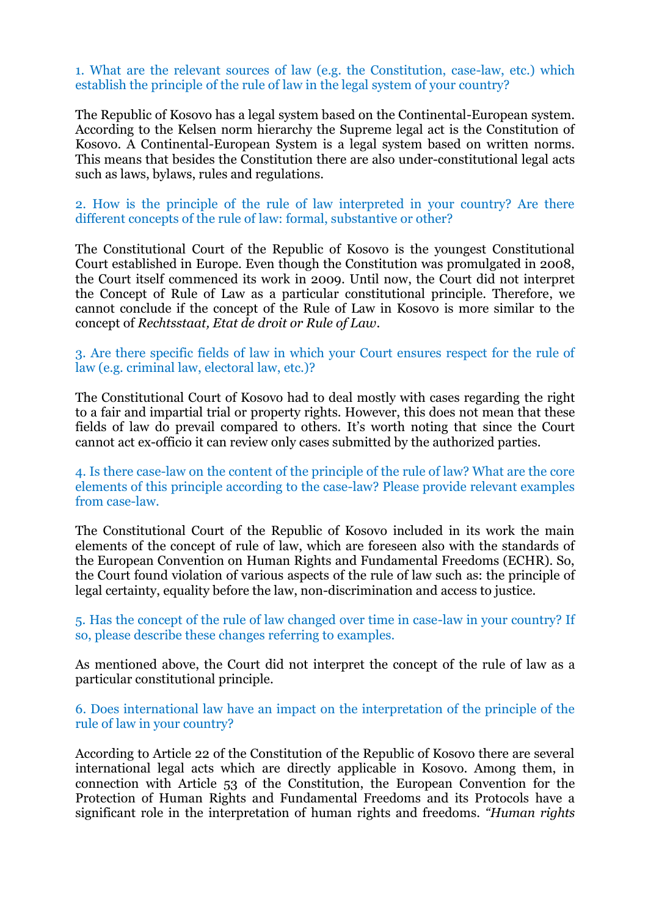1. What are the relevant sources of law (e.g. the Constitution, case-law, etc.) which establish the principle of the rule of law in the legal system of your country?

The Republic of Kosovo has a legal system based on the Continental-European system. According to the Kelsen norm hierarchy the Supreme legal act is the Constitution of Kosovo. A Continental-European System is a legal system based on written norms. This means that besides the Constitution there are also under-constitutional legal acts such as laws, bylaws, rules and regulations.

2. How is the principle of the rule of law interpreted in your country? Are there different concepts of the rule of law: formal, substantive or other?

The Constitutional Court of the Republic of Kosovo is the youngest Constitutional Court established in Europe. Even though the Constitution was promulgated in 2008, the Court itself commenced its work in 2009. Until now, the Court did not interpret the Concept of Rule of Law as a particular constitutional principle. Therefore, we cannot conclude if the concept of the Rule of Law in Kosovo is more similar to the concept of *Rechtsstaat, Etat de droit or Rule of Law*.

3. Are there specific fields of law in which your Court ensures respect for the rule of law (e.g. criminal law, electoral law, etc.)?

The Constitutional Court of Kosovo had to deal mostly with cases regarding the right to a fair and impartial trial or property rights. However, this does not mean that these fields of law do prevail compared to others. It's worth noting that since the Court cannot act ex-officio it can review only cases submitted by the authorized parties.

4. Is there case-law on the content of the principle of the rule of law? What are the core elements of this principle according to the case-law? Please provide relevant examples from case-law.

The Constitutional Court of the Republic of Kosovo included in its work the main elements of the concept of rule of law, which are foreseen also with the standards of the European Convention on Human Rights and Fundamental Freedoms (ECHR). So, the Court found violation of various aspects of the rule of law such as: the principle of legal certainty, equality before the law, non-discrimination and access to justice.

5. Has the concept of the rule of law changed over time in case-law in your country? If so, please describe these changes referring to examples.

As mentioned above, the Court did not interpret the concept of the rule of law as a particular constitutional principle.

6. Does international law have an impact on the interpretation of the principle of the rule of law in your country?

According to Article 22 of the Constitution of the Republic of Kosovo there are several international legal acts which are directly applicable in Kosovo. Among them, in connection with Article 53 of the Constitution, the European Convention for the Protection of Human Rights and Fundamental Freedoms and its Protocols have a significant role in the interpretation of human rights and freedoms. *"Human rights*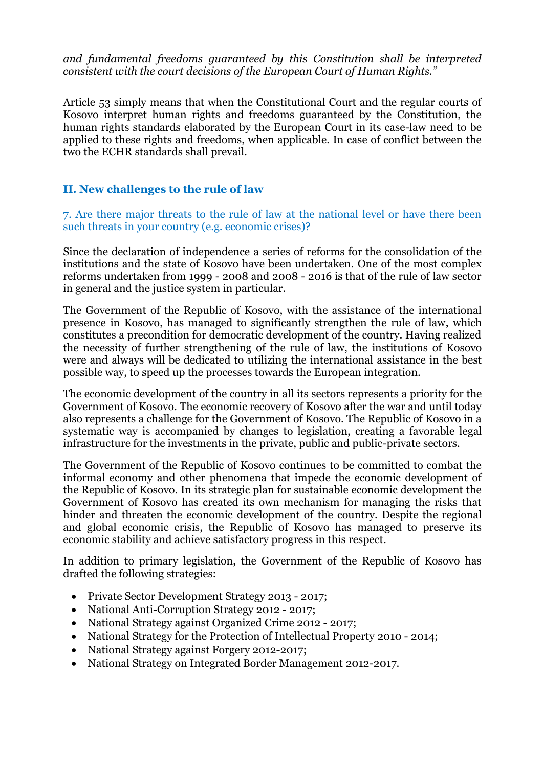*and fundamental freedoms guaranteed by this Constitution shall be interpreted consistent with the court decisions of the European Court of Human Rights."*

Article 53 simply means that when the Constitutional Court and the regular courts of Kosovo interpret human rights and freedoms guaranteed by the Constitution, the human rights standards elaborated by the European Court in its case-law need to be applied to these rights and freedoms, when applicable. In case of conflict between the two the ECHR standards shall prevail.

## II. New challenges to the rule of law

### 7. Are there major threats to the rule of law at the national level or have there been such threats in your country (e.g. economic crises)?

Since the declaration of independence a series of reforms for the consolidation of the institutions and the state of Kosovo have been undertaken. One of the most complex reforms undertaken from 1999 - 2008 and 2008 - 2016 is that of the rule of law sector in general and the justice system in particular.

The Government of the Republic of Kosovo, with the assistance of the international presence in Kosovo, has managed to significantly strengthen the rule of law, which constitutes a precondition for democratic development of the country. Having realized the necessity of further strengthening of the rule of law, the institutions of Kosovo were and always will be dedicated to utilizing the international assistance in the best possible way, to speed up the processes towards the European integration.

The economic development of the country in all its sectors represents a priority for the Government of Kosovo. The economic recovery of Kosovo after the war and until today also represents a challenge for the Government of Kosovo. The Republic of Kosovo in a systematic way is accompanied by changes to legislation, creating a favorable legal infrastructure for the investments in the private, public and public-private sectors.

The Government of the Republic of Kosovo continues to be committed to combat the informal economy and other phenomena that impede the economic development of the Republic of Kosovo. In its strategic plan for sustainable economic development the Government of Kosovo has created its own mechanism for managing the risks that hinder and threaten the economic development of the country. Despite the regional and global economic crisis, the Republic of Kosovo has managed to preserve its economic stability and achieve satisfactory progress in this respect.

In addition to primary legislation, the Government of the Republic of Kosovo has drafted the following strategies:

- Private Sector Development Strategy 2013 - 2017;
- National Anti-Corruption Strategy 2012 - 2017;
- National Strategy against Organized Crime 2012 - 2017;
- National Strategy for the Protection of Intellectual Property 2010 - 2014;
- National Strategy against Forgery 2012-2017;
- National Strategy on Integrated Border Management 2012-2017.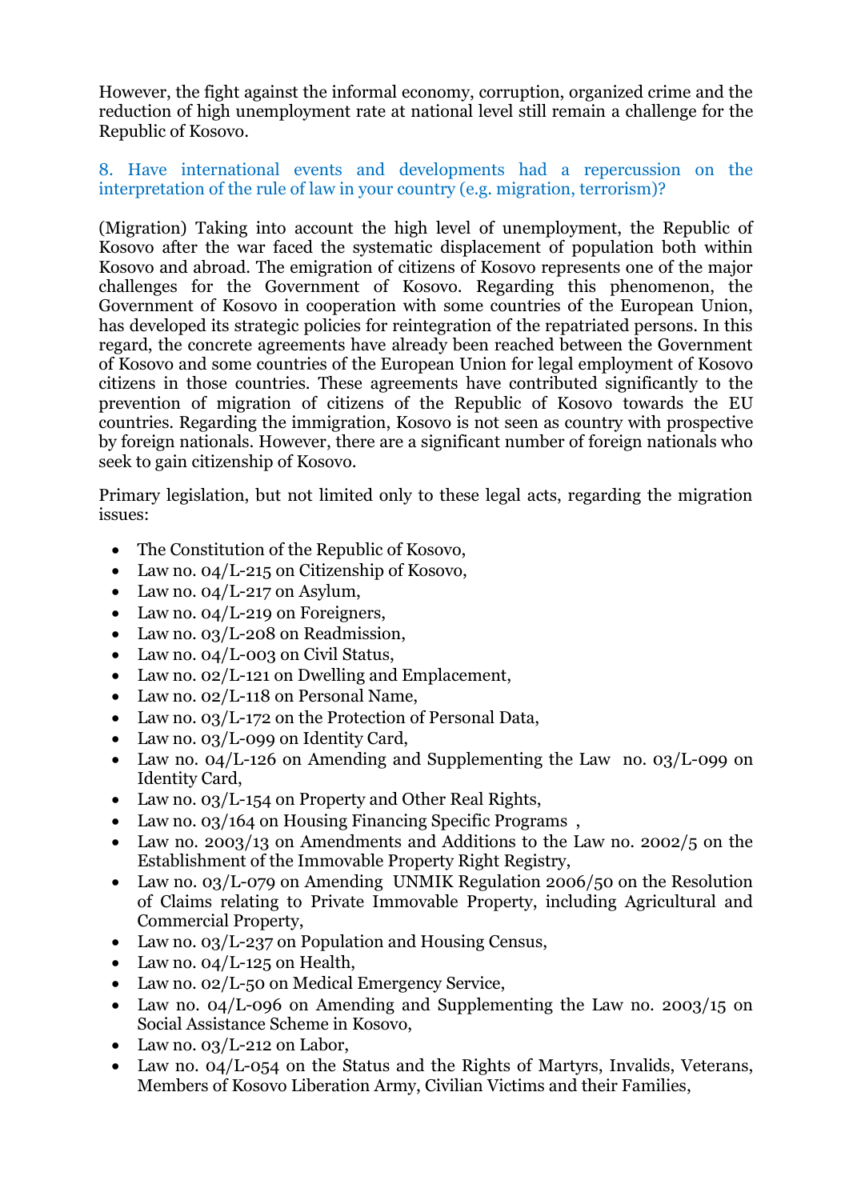However, the fight against the informal economy, corruption, organized crime and the reduction of high unemployment rate at national level still remain a challenge for the Republic of Kosovo.

### 8. Have international events and developments had a repercussion on the interpretation of the rule of law in your country (e.g. migration, terrorism)?

(Migration) Taking into account the high level of unemployment, the Republic of Kosovo after the war faced the systematic displacement of population both within Kosovo and abroad. The emigration of citizens of Kosovo represents one of the major challenges for the Government of Kosovo. Regarding this phenomenon, the Government of Kosovo in cooperation with some countries of the European Union, has developed its strategic policies for reintegration of the repatriated persons. In this regard, the concrete agreements have already been reached between the Government of Kosovo and some countries of the European Union for legal employment of Kosovo citizens in those countries. These agreements have contributed significantly to the prevention of migration of citizens of the Republic of Kosovo towards the EU countries. Regarding the immigration, Kosovo is not seen as country with prospective by foreign nationals. However, there are a significant number of foreign nationals who seek to gain citizenship of Kosovo.

Primary legislation, but not limited only to these legal acts, regarding the migration issues:

- The Constitution of the Republic of Kosovo,
- Law no. 04/L-215 on Citizenship of Kosovo,
- Law no. 04/L-217 on Asylum,
- Law no. 04/L-219 on Foreigners,
- Law no. 03/L-208 on Readmission,
- Law no. 04/L-003 on Civil Status,
- Law no. 02/L-121 on Dwelling and Emplacement,
- Law no. 02/L-118 on Personal Name,
- Law no. 03/L-172 on the Protection of Personal Data,
- Law no. 03/L-099 on Identity Card,
- Law no. 04/L-126 on Amending and Supplementing the Law no. 03/L-099 on Identity Card,
- Law no. 03/L-154 on Property and Other Real Rights,
- Law no. 03/164 on Housing Financing Specific Programs ,
- Law no. 2003/13 on Amendments and Additions to the Law no. 2002/5 on the Establishment of the Immovable Property Right Registry,
- Law no. 03/L-079 on Amending UNMIK Regulation 2006/50 on the Resolution of Claims relating to Private Immovable Property, including Agricultural and Commercial Property,
- Law no. 03/L-237 on Population and Housing Census,
- Law no. 04/L-125 on Health,
- Law no. 02/L-50 on Medical Emergency Service,
- Law no. 04/L-096 on Amending and Supplementing the Law no. 2003/15 on Social Assistance Scheme in Kosovo,
- Law no. 03/L-212 on Labor,
- Law no. 04/L-054 on the Status and the Rights of Martyrs, Invalids, Veterans, Members of Kosovo Liberation Army, Civilian Victims and their Families,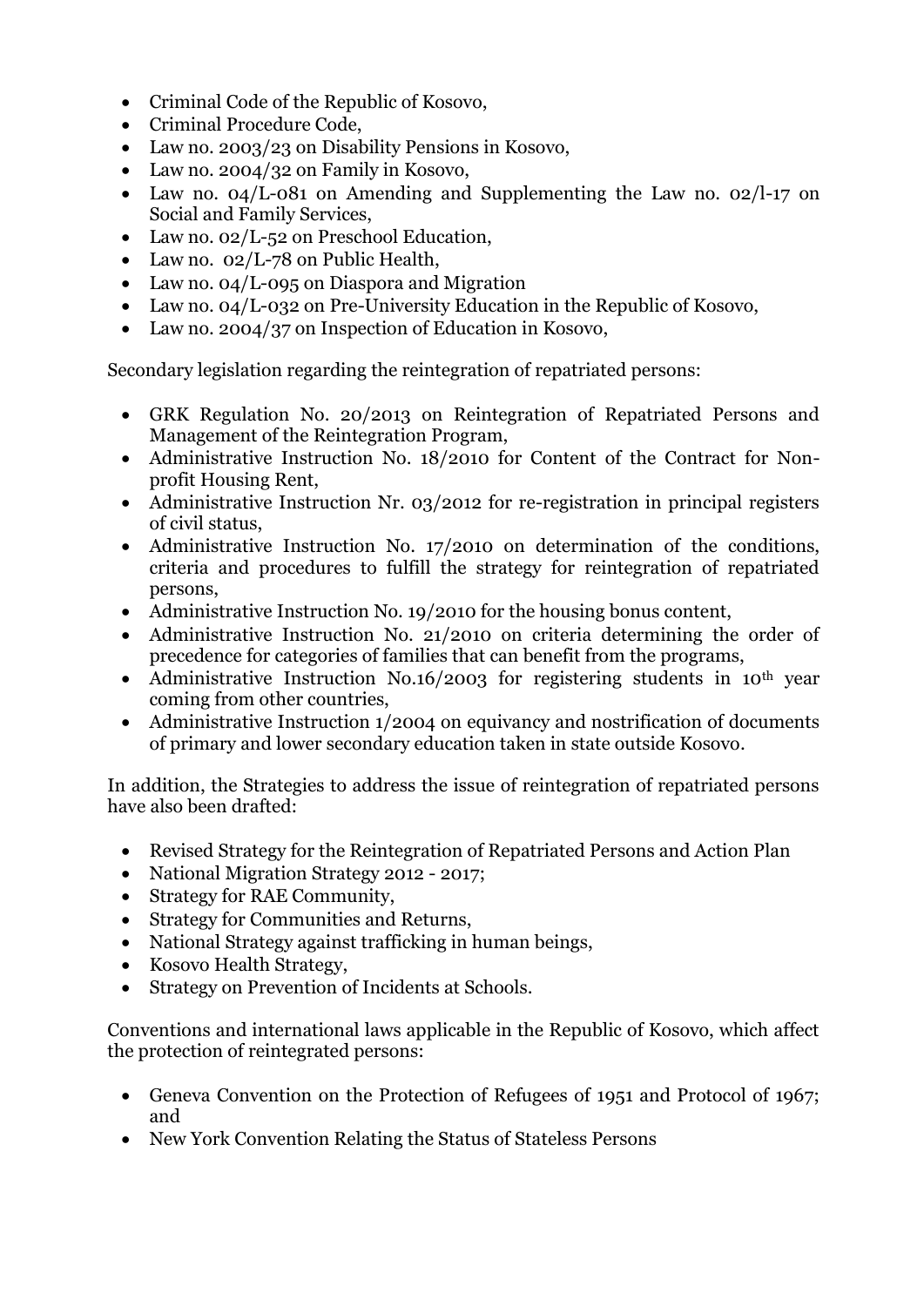- Criminal Code of the Republic of Kosovo,
- Criminal Procedure Code,
- Law no. 2003/23 on Disability Pensions in Kosovo,
- Law no. 2004/32 on Family in Kosovo,
- Law no. 04/L-081 on Amending and Supplementing the Law no. 02/l-17 on Social and Family Services,
- Law no. 02/L-52 on Preschool Education,
- Law no. 02/L-78 on Public Health,
- Law no. 04/L-095 on Diaspora and Migration
- Law no. 04/L-032 on Pre-University Education in the Republic of Kosovo,
- Law no. 2004/37 on Inspection of Education in Kosovo,

Secondary legislation regarding the reintegration of repatriated persons:

- GRK Regulation No. 20/2013 on Reintegration of Repatriated Persons and Management of the Reintegration Program,
- Administrative Instruction No. 18/2010 for Content of the Contract for Non-profit Housing Rent,
- Administrative Instruction Nr. 03/2012 for re-registration in principal registers of civil status,
- Administrative Instruction No. 17/2010 on determination of the conditions, criteria and procedures to fulfill the strategy for reintegration of repatriated persons,
- Administrative Instruction No. 19/2010 for the housing bonus content,
- Administrative Instruction No. 21/2010 on criteria determining the order of precedence for categories of families that can benefit from the programs,
- Administrative Instruction No.16/2003 for registering students in 10th year coming from other countries,
- Administrative Instruction 1/2004 on equivancy and nostrification of documents of primary and lower secondary education taken in state outside Kosovo.

In addition, the Strategies to address the issue of reintegration of repatriated persons have also been drafted:

- Revised Strategy for the Reintegration of Repatriated Persons and Action Plan
- National Migration Strategy 2012 - 2017;
- Strategy for RAE Community,
- Strategy for Communities and Returns,
- National Strategy against trafficking in human beings,
- Kosovo Health Strategy,
- Strategy on Prevention of Incidents at Schools.

Conventions and international laws applicable in the Republic of Kosovo, which affect the protection of reintegrated persons:

- Geneva Convention on the Protection of Refugees of 1951 and Protocol of 1967; and
- New York Convention Relating the Status of Stateless Persons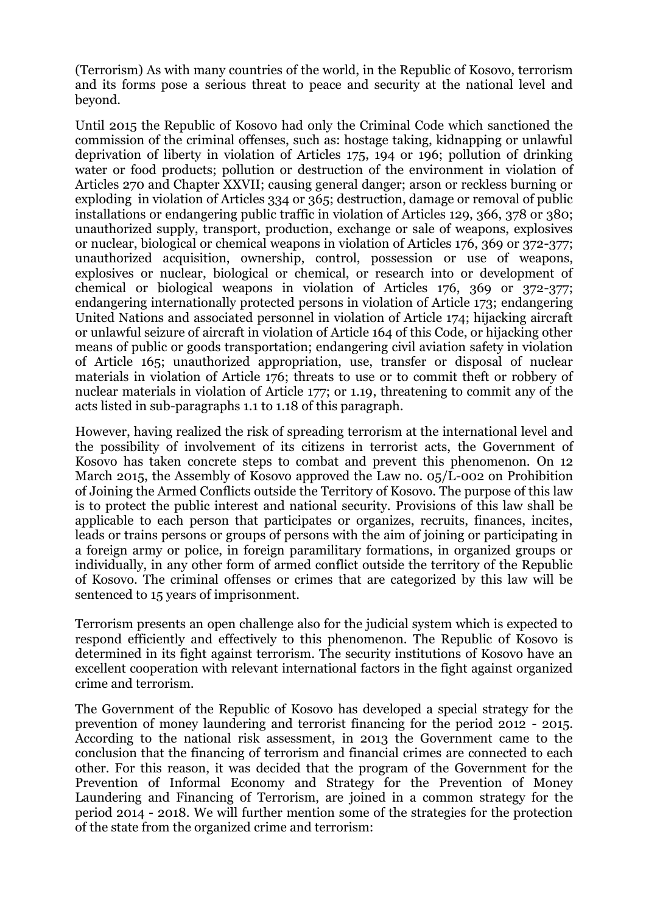(Terrorism) As with many countries of the world, in the Republic of Kosovo, terrorism and its forms pose a serious threat to peace and security at the national level and beyond.

Until 2015 the Republic of Kosovo had only the Criminal Code which sanctioned the commission of the criminal offenses, such as: hostage taking, kidnapping or unlawful deprivation of liberty in violation of Articles 175, 194 or 196; pollution of drinking water or food products; pollution or destruction of the environment in violation of Articles 270 and Chapter XXVII; causing general danger; arson or reckless burning or exploding in violation of Articles 334 or 365; destruction, damage or removal of public installations or endangering public traffic in violation of Articles 129, 366, 378 or 380; unauthorized supply, transport, production, exchange or sale of weapons, explosives or nuclear, biological or chemical weapons in violation of Articles 176, 369 or 372-377; unauthorized acquisition, ownership, control, possession or use of weapons, explosives or nuclear, biological or chemical, or research into or development of chemical or biological weapons in violation of Articles 176, 369 or 372-377; endangering internationally protected persons in violation of Article 173; endangering United Nations and associated personnel in violation of Article 174; hijacking aircraft or unlawful seizure of aircraft in violation of Article 164 of this Code, or hijacking other means of public or goods transportation; endangering civil aviation safety in violation of Article 165; unauthorized appropriation, use, transfer or disposal of nuclear materials in violation of Article 176; threats to use or to commit theft or robbery of nuclear materials in violation of Article 177; or 1.19, threatening to commit any of the acts listed in sub-paragraphs 1.1 to 1.18 of this paragraph.

However, having realized the risk of spreading terrorism at the international level and the possibility of involvement of its citizens in terrorist acts, the Government of Kosovo has taken concrete steps to combat and prevent this phenomenon. On 12 March 2015, the Assembly of Kosovo approved the Law no. 05/L-002 on Prohibition of Joining the Armed Conflicts outside the Territory of Kosovo. The purpose of this law is to protect the public interest and national security. Provisions of this law shall be applicable to each person that participates or organizes, recruits, finances, incites, leads or trains persons or groups of persons with the aim of joining or participating in a foreign army or police, in foreign paramilitary formations, in organized groups or individually, in any other form of armed conflict outside the territory of the Republic of Kosovo. The criminal offenses or crimes that are categorized by this law will be sentenced to 15 years of imprisonment.

Terrorism presents an open challenge also for the judicial system which is expected to respond efficiently and effectively to this phenomenon. The Republic of Kosovo is determined in its fight against terrorism. The security institutions of Kosovo have an excellent cooperation with relevant international factors in the fight against organized crime and terrorism.

The Government of the Republic of Kosovo has developed a special strategy for the prevention of money laundering and terrorist financing for the period 2012 - 2015. According to the national risk assessment, in 2013 the Government came to the conclusion that the financing of terrorism and financial crimes are connected to each other. For this reason, it was decided that the program of the Government for the Prevention of Informal Economy and Strategy for the Prevention of Money Laundering and Financing of Terrorism, are joined in a common strategy for the period 2014 - 2018. We will further mention some of the strategies for the protection of the state from the organized crime and terrorism: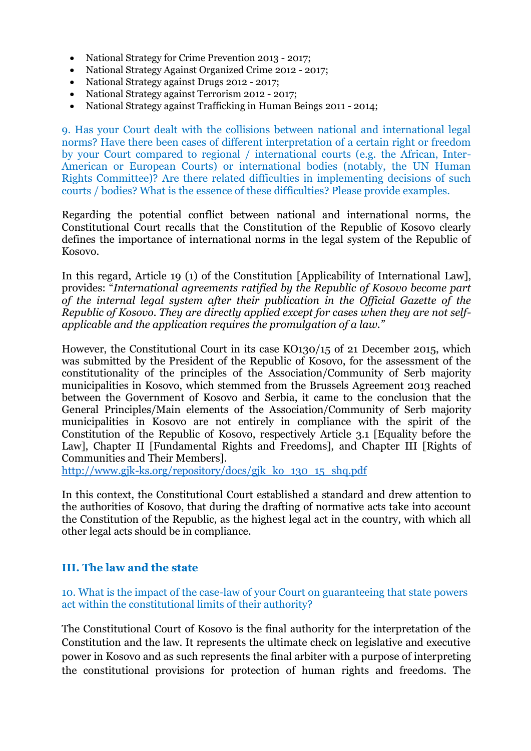- National Strategy for Crime Prevention 2013 - 2017;
- National Strategy Against Organized Crime 2012 - 2017;
- National Strategy against Drugs 2012 - 2017;
- National Strategy against Terrorism 2012 - 2017;
- National Strategy against Trafficking in Human Beings 2011 - 2014;

9. Has your Court dealt with the collisions between national and international legal norms? Have there been cases of different interpretation of a certain right or freedom by your Court compared to regional / international courts (e.g. the African, Inter-American or European Courts) or international bodies (notably, the UN Human Rights Committee)? Are there related difficulties in implementing decisions of such courts / bodies? What is the essence of these difficulties? Please provide examples.

Regarding the potential conflict between national and international norms, the Constitutional Court recalls that the Constitution of the Republic of Kosovo clearly defines the importance of international norms in the legal system of the Republic of Kosovo.

In this regard, Article 19 (1) of the Constitution [Applicability of International Law], provides: "*International agreements ratified by the Republic of Kosovo become part of the internal legal system after their publication in the Official Gazette of the Republic of Kosovo. They are directly applied except for cases when they are not self-applicable and the application requires the promulgation of a law.*"

However, the Constitutional Court in its case KO130/15 of 21 December 2015, which was submitted by the President of the Republic of Kosovo, for the assessment of the constitutionality of the principles of the Association/Community of Serb majority municipalities in Kosovo, which stemmed from the Brussels Agreement 2013 reached between the Government of Kosovo and Serbia, it came to the conclusion that the General Principles/Main elements of the Association/Community of Serb majority municipalities in Kosovo are not entirely in compliance with the spirit of the Constitution of the Republic of Kosovo, respectively Article 3.1 [Equality before the Law], Chapter II [Fundamental Rights and Freedoms], and Chapter III [Rights of Communities and Their Members].
http://www.gjk-ks.org/repository/docs/gjk_ko_130_15_shq.pdf

In this context, the Constitutional Court established a standard and drew attention to the authorities of Kosovo, that during the drafting of normative acts take into account the Constitution of the Republic, as the highest legal act in the country, with which all other legal acts should be in compliance.

## III. The law and the state

10. What is the impact of the case-law of your Court on guaranteeing that state powers act within the constitutional limits of their authority?

The Constitutional Court of Kosovo is the final authority for the interpretation of the Constitution and the law. It represents the ultimate check on legislative and executive power in Kosovo and as such represents the final arbiter with a purpose of interpreting the constitutional provisions for protection of human rights and freedoms. The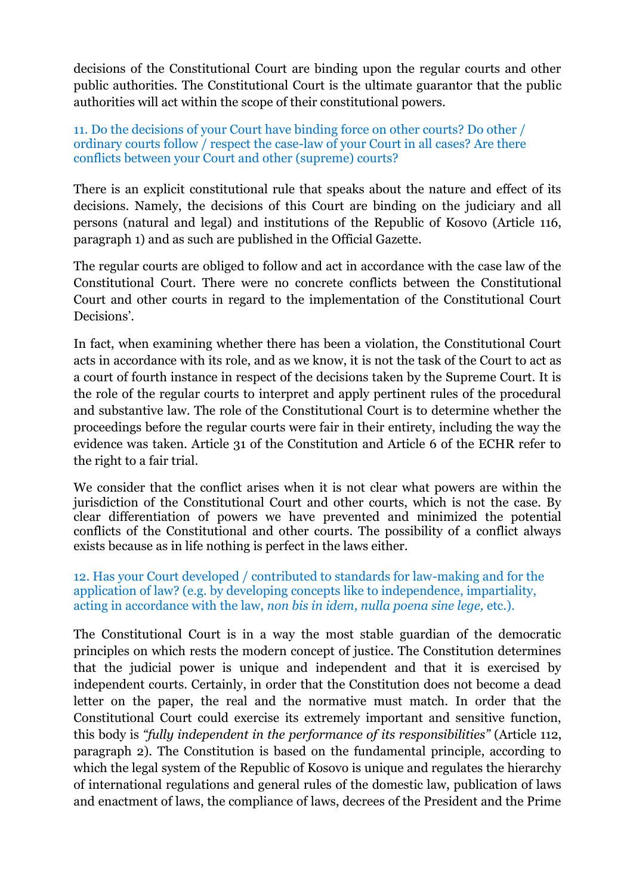decisions of the Constitutional Court are binding upon the regular courts and other public authorities. The Constitutional Court is the ultimate guarantor that the public authorities will act within the scope of their constitutional powers.

### 11. Do the decisions of your Court have binding force on other courts? Do other / ordinary courts follow / respect the case-law of your Court in all cases? Are there conflicts between your Court and other (supreme) courts?

There is an explicit constitutional rule that speaks about the nature and effect of its decisions. Namely, the decisions of this Court are binding on the judiciary and all persons (natural and legal) and institutions of the Republic of Kosovo (Article 116, paragraph 1) and as such are published in the Official Gazette.

The regular courts are obliged to follow and act in accordance with the case law of the Constitutional Court. There were no concrete conflicts between the Constitutional Court and other courts in regard to the implementation of the Constitutional Court Decisions'.

In fact, when examining whether there has been a violation, the Constitutional Court acts in accordance with its role, and as we know, it is not the task of the Court to act as a court of fourth instance in respect of the decisions taken by the Supreme Court. It is the role of the regular courts to interpret and apply pertinent rules of the procedural and substantive law. The role of the Constitutional Court is to determine whether the proceedings before the regular courts were fair in their entirety, including the way the evidence was taken. Article 31 of the Constitution and Article 6 of the ECHR refer to the right to a fair trial.

We consider that the conflict arises when it is not clear what powers are within the jurisdiction of the Constitutional Court and other courts, which is not the case. By clear differentiation of powers we have prevented and minimized the potential conflicts of the Constitutional and other courts. The possibility of a conflict always exists because as in life nothing is perfect in the laws either.

### 12. Has your Court developed / contributed to standards for law-making and for the application of law? (e.g. by developing concepts like to independence, impartiality, acting in accordance with the law, *non bis in idem, nulla poena sine lege,* etc.).

The Constitutional Court is in a way the most stable guardian of the democratic principles on which rests the modern concept of justice. The Constitution determines that the judicial power is unique and independent and that it is exercised by independent courts. Certainly, in order that the Constitution does not become a dead letter on the paper, the real and the normative must match. In order that the Constitutional Court could exercise its extremely important and sensitive function, this body is *"fully independent in the performance of its responsibilities"* (Article 112, paragraph 2). The Constitution is based on the fundamental principle, according to which the legal system of the Republic of Kosovo is unique and regulates the hierarchy of international regulations and general rules of the domestic law, publication of laws and enactment of laws, the compliance of laws, decrees of the President and the Prime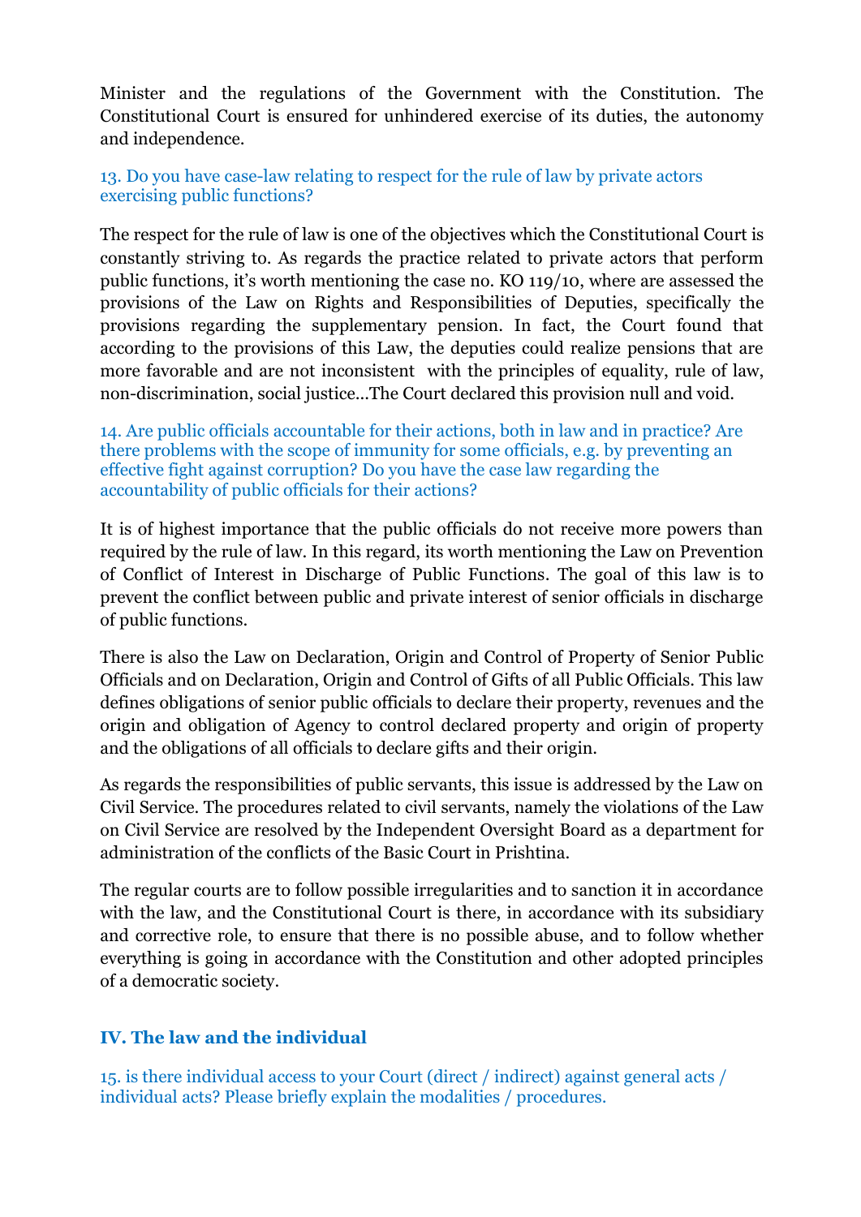Minister and the regulations of the Government with the Constitution. The Constitutional Court is ensured for unhindered exercise of its duties, the autonomy and independence.

13. Do you have case-law relating to respect for the rule of law by private actors exercising public functions?

The respect for the rule of law is one of the objectives which the Constitutional Court is constantly striving to. As regards the practice related to private actors that perform public functions, it's worth mentioning the case no. KO 119/10, where are assessed the provisions of the Law on Rights and Responsibilities of Deputies, specifically the provisions regarding the supplementary pension. In fact, the Court found that according to the provisions of this Law, the deputies could realize pensions that are more favorable and are not inconsistent with the principles of equality, rule of law, non-discrimination, social justice...The Court declared this provision null and void.

14. Are public officials accountable for their actions, both in law and in practice? Are there problems with the scope of immunity for some officials, e.g. by preventing an effective fight against corruption? Do you have the case law regarding the accountability of public officials for their actions?

It is of highest importance that the public officials do not receive more powers than required by the rule of law. In this regard, its worth mentioning the Law on Prevention of Conflict of Interest in Discharge of Public Functions. The goal of this law is to prevent the conflict between public and private interest of senior officials in discharge of public functions.

There is also the Law on Declaration, Origin and Control of Property of Senior Public Officials and on Declaration, Origin and Control of Gifts of all Public Officials. This law defines obligations of senior public officials to declare their property, revenues and the origin and obligation of Agency to control declared property and origin of property and the obligations of all officials to declare gifts and their origin.

As regards the responsibilities of public servants, this issue is addressed by the Law on Civil Service. The procedures related to civil servants, namely the violations of the Law on Civil Service are resolved by the Independent Oversight Board as a department for administration of the conflicts of the Basic Court in Prishtina.

The regular courts are to follow possible irregularities and to sanction it in accordance with the law, and the Constitutional Court is there, in accordance with its subsidiary and corrective role, to ensure that there is no possible abuse, and to follow whether everything is going in accordance with the Constitution and other adopted principles of a democratic society.

## IV. The law and the individual

15. is there individual access to your Court (direct / indirect) against general acts / individual acts? Please briefly explain the modalities / procedures.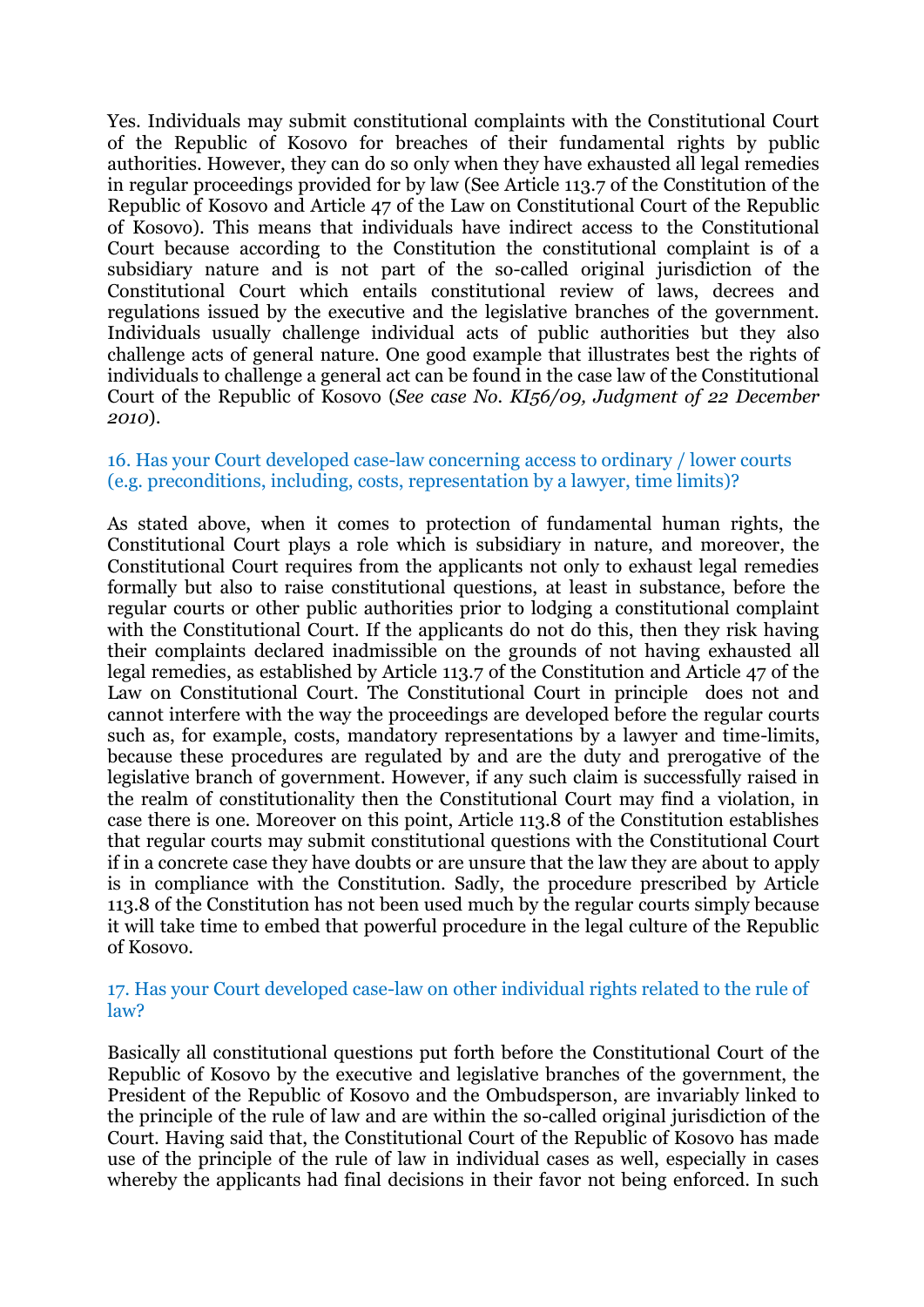Yes. Individuals may submit constitutional complaints with the Constitutional Court of the Republic of Kosovo for breaches of their fundamental rights by public authorities. However, they can do so only when they have exhausted all legal remedies in regular proceedings provided for by law (See Article 113.7 of the Constitution of the Republic of Kosovo and Article 47 of the Law on Constitutional Court of the Republic of Kosovo). This means that individuals have indirect access to the Constitutional Court because according to the Constitution the constitutional complaint is of a subsidiary nature and is not part of the so-called original jurisdiction of the Constitutional Court which entails constitutional review of laws, decrees and regulations issued by the executive and the legislative branches of the government. Individuals usually challenge individual acts of public authorities but they also challenge acts of general nature. One good example that illustrates best the rights of individuals to challenge a general act can be found in the case law of the Constitutional Court of the Republic of Kosovo (*See case No. KI56/09, Judgment of 22 December 2010*).

### 16. Has your Court developed case-law concerning access to ordinary / lower courts (e.g. preconditions, including, costs, representation by a lawyer, time limits)?

As stated above, when it comes to protection of fundamental human rights, the Constitutional Court plays a role which is subsidiary in nature, and moreover, the Constitutional Court requires from the applicants not only to exhaust legal remedies formally but also to raise constitutional questions, at least in substance, before the regular courts or other public authorities prior to lodging a constitutional complaint with the Constitutional Court. If the applicants do not do this, then they risk having their complaints declared inadmissible on the grounds of not having exhausted all legal remedies, as established by Article 113.7 of the Constitution and Article 47 of the Law on Constitutional Court. The Constitutional Court in principle does not and cannot interfere with the way the proceedings are developed before the regular courts such as, for example, costs, mandatory representations by a lawyer and time-limits, because these procedures are regulated by and are the duty and prerogative of the legislative branch of government. However, if any such claim is successfully raised in the realm of constitutionality then the Constitutional Court may find a violation, in case there is one. Moreover on this point, Article 113.8 of the Constitution establishes that regular courts may submit constitutional questions with the Constitutional Court if in a concrete case they have doubts or are unsure that the law they are about to apply is in compliance with the Constitution. Sadly, the procedure prescribed by Article 113.8 of the Constitution has not been used much by the regular courts simply because it will take time to embed that powerful procedure in the legal culture of the Republic of Kosovo.

### 17. Has your Court developed case-law on other individual rights related to the rule of law?

Basically all constitutional questions put forth before the Constitutional Court of the Republic of Kosovo by the executive and legislative branches of the government, the President of the Republic of Kosovo and the Ombudsperson, are invariably linked to the principle of the rule of law and are within the so-called original jurisdiction of the Court. Having said that, the Constitutional Court of the Republic of Kosovo has made use of the principle of the rule of law in individual cases as well, especially in cases whereby the applicants had final decisions in their favor not being enforced. In such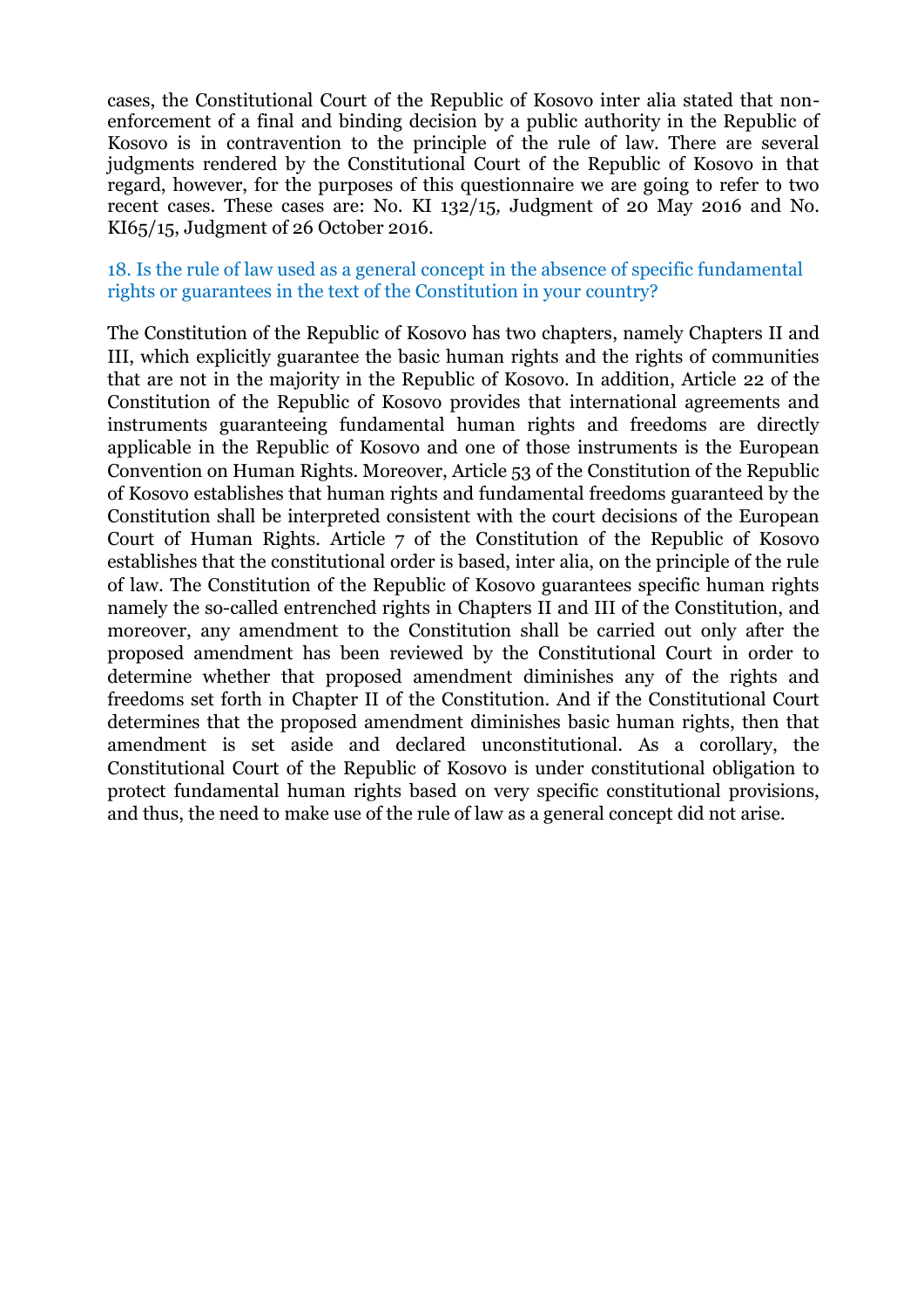cases, the Constitutional Court of the Republic of Kosovo inter alia stated that non-enforcement of a final and binding decision by a public authority in the Republic of Kosovo is in contravention to the principle of the rule of law. There are several judgments rendered by the Constitutional Court of the Republic of Kosovo in that regard, however, for the purposes of this questionnaire we are going to refer to two recent cases. These cases are: No. KI 132/15, Judgment of 20 May 2016 and No. KI65/15, Judgment of 26 October 2016.

### 18. Is the rule of law used as a general concept in the absence of specific fundamental rights or guarantees in the text of the Constitution in your country?

The Constitution of the Republic of Kosovo has two chapters, namely Chapters II and III, which explicitly guarantee the basic human rights and the rights of communities that are not in the majority in the Republic of Kosovo. In addition, Article 22 of the Constitution of the Republic of Kosovo provides that international agreements and instruments guaranteeing fundamental human rights and freedoms are directly applicable in the Republic of Kosovo and one of those instruments is the European Convention on Human Rights. Moreover, Article 53 of the Constitution of the Republic of Kosovo establishes that human rights and fundamental freedoms guaranteed by the Constitution shall be interpreted consistent with the court decisions of the European Court of Human Rights. Article 7 of the Constitution of the Republic of Kosovo establishes that the constitutional order is based, inter alia, on the principle of the rule of law. The Constitution of the Republic of Kosovo guarantees specific human rights namely the so-called entrenched rights in Chapters II and III of the Constitution, and moreover, any amendment to the Constitution shall be carried out only after the proposed amendment has been reviewed by the Constitutional Court in order to determine whether that proposed amendment diminishes any of the rights and freedoms set forth in Chapter II of the Constitution. And if the Constitutional Court determines that the proposed amendment diminishes basic human rights, then that amendment is set aside and declared unconstitutional. As a corollary, the Constitutional Court of the Republic of Kosovo is under constitutional obligation to protect fundamental human rights based on very specific constitutional provisions, and thus, the need to make use of the rule of law as a general concept did not arise.